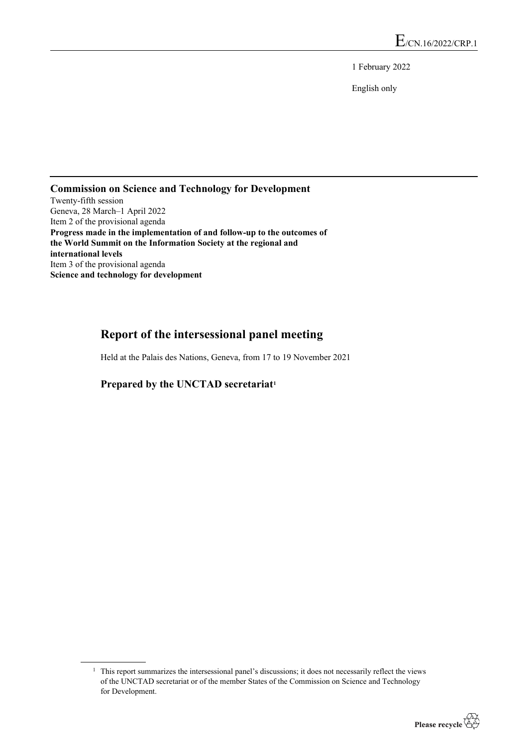E/CN.16/2022/CRP.1

1 February 2022

English only

**Commission on Science and Technology for Development**
Twenty-fifth session
Geneva, 28 March–1 April 2022
Item 2 of the provisional agenda
**Progress made in the implementation of and follow-up to the outcomes of the World Summit on the Information Society at the regional and international levels**
Item 3 of the provisional agenda
**Science and technology for development**

# Report of the intersessional panel meeting

Held at the Palais des Nations, Geneva, from 17 to 19 November 2021

## Prepared by the UNCTAD secretariat[1]

[1] This report summarizes the intersessional panel's discussions; it does not necessarily reflect the views of the UNCTAD secretariat or of the member States of the Commission on Science and Technology for Development.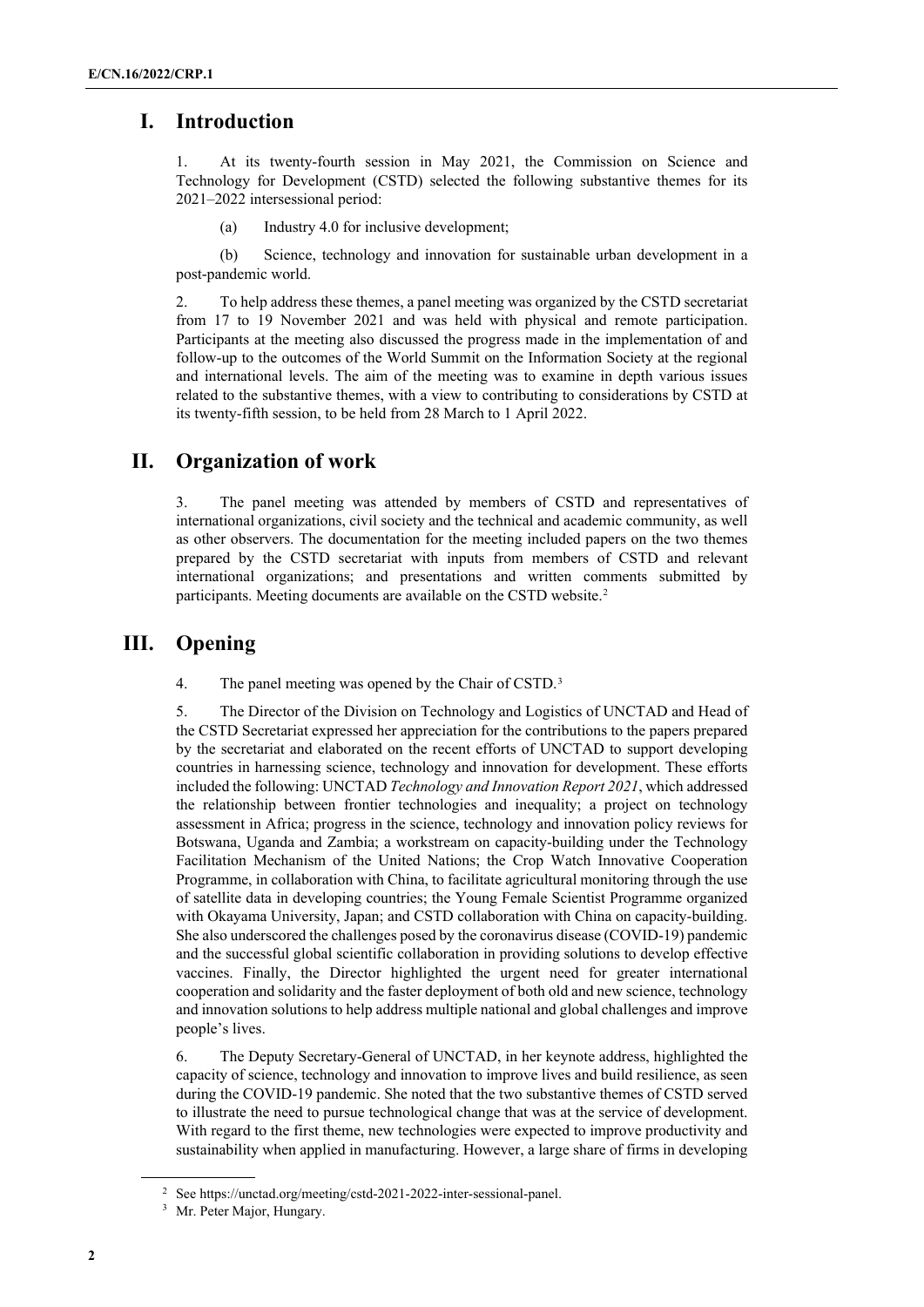# I. Introduction

1. At its twenty-fourth session in May 2021, the Commission on Science and Technology for Development (CSTD) selected the following substantive themes for its 2021–2022 intersessional period:

   (a) Industry 4.0 for inclusive development;

   (b) Science, technology and innovation for sustainable urban development in a post-pandemic world.

2. To help address these themes, a panel meeting was organized by the CSTD secretariat from 17 to 19 November 2021 and was held with physical and remote participation. Participants at the meeting also discussed the progress made in the implementation of and follow-up to the outcomes of the World Summit on the Information Society at the regional and international levels. The aim of the meeting was to examine in depth various issues related to the substantive themes, with a view to contributing to considerations by CSTD at its twenty-fifth session, to be held from 28 March to 1 April 2022.

# II. Organization of work

3. The panel meeting was attended by members of CSTD and representatives of international organizations, civil society and the technical and academic community, as well as other observers. The documentation for the meeting included papers on the two themes prepared by the CSTD secretariat with inputs from members of CSTD and relevant international organizations; and presentations and written comments submitted by participants. Meeting documents are available on the CSTD website.[2]

# III. Opening

4. The panel meeting was opened by the Chair of CSTD.[3]

5. The Director of the Division on Technology and Logistics of UNCTAD and Head of the CSTD Secretariat expressed her appreciation for the contributions to the papers prepared by the secretariat and elaborated on the recent efforts of UNCTAD to support developing countries in harnessing science, technology and innovation for development. These efforts included the following: UNCTAD *Technology and Innovation Report 2021*, which addressed the relationship between frontier technologies and inequality; a project on technology assessment in Africa; progress in the science, technology and innovation policy reviews for Botswana, Uganda and Zambia; a workstream on capacity-building under the Technology Facilitation Mechanism of the United Nations; the Crop Watch Innovative Cooperation Programme, in collaboration with China, to facilitate agricultural monitoring through the use of satellite data in developing countries; the Young Female Scientist Programme organized with Okayama University, Japan; and CSTD collaboration with China on capacity-building. She also underscored the challenges posed by the coronavirus disease (COVID-19) pandemic and the successful global scientific collaboration in providing solutions to develop effective vaccines. Finally, the Director highlighted the urgent need for greater international cooperation and solidarity and the faster deployment of both old and new science, technology and innovation solutions to help address multiple national and global challenges and improve people's lives.

6. The Deputy Secretary-General of UNCTAD, in her keynote address, highlighted the capacity of science, technology and innovation to improve lives and build resilience, as seen during the COVID-19 pandemic. She noted that the two substantive themes of CSTD served to illustrate the need to pursue technological change that was at the service of development. With regard to the first theme, new technologies were expected to improve productivity and sustainability when applied in manufacturing. However, a large share of firms in developing

[2] See https://unctad.org/meeting/cstd-2021-2022-inter-sessional-panel.

[3] Mr. Peter Major, Hungary.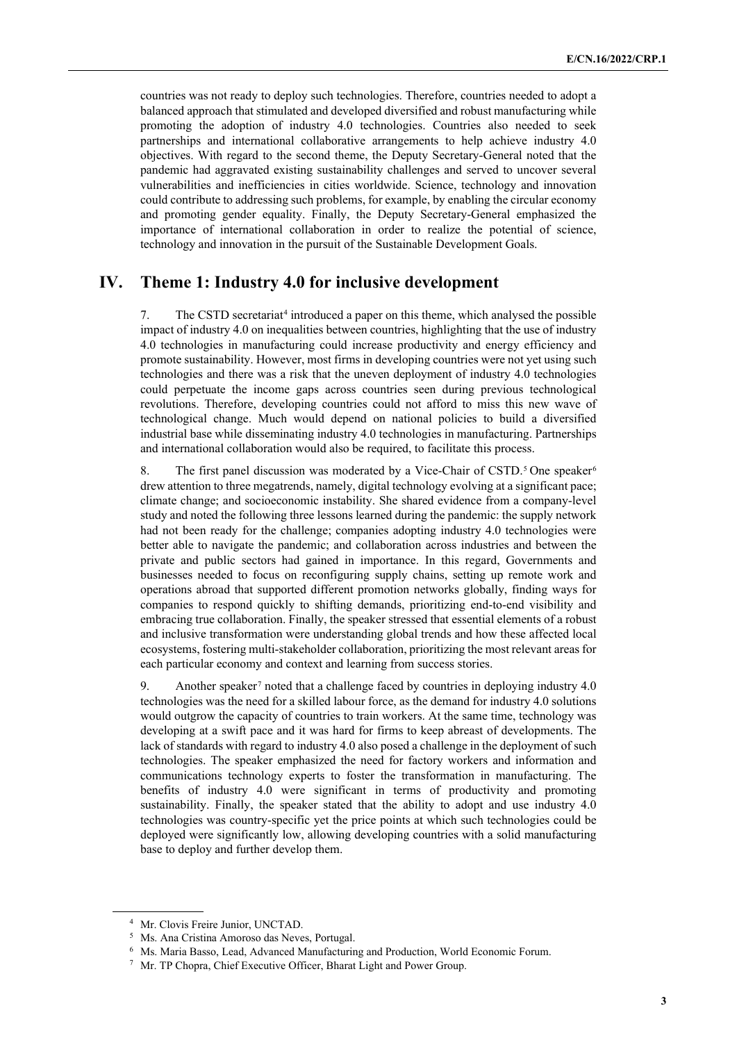countries was not ready to deploy such technologies. Therefore, countries needed to adopt a balanced approach that stimulated and developed diversified and robust manufacturing while promoting the adoption of industry 4.0 technologies. Countries also needed to seek partnerships and international collaborative arrangements to help achieve industry 4.0 objectives. With regard to the second theme, the Deputy Secretary-General noted that the pandemic had aggravated existing sustainability challenges and served to uncover several vulnerabilities and inefficiencies in cities worldwide. Science, technology and innovation could contribute to addressing such problems, for example, by enabling the circular economy and promoting gender equality. Finally, the Deputy Secretary-General emphasized the importance of international collaboration in order to realize the potential of science, technology and innovation in the pursuit of the Sustainable Development Goals.

# IV. Theme 1: Industry 4.0 for inclusive development

7. The CSTD secretariat[4] introduced a paper on this theme, which analysed the possible impact of industry 4.0 on inequalities between countries, highlighting that the use of industry 4.0 technologies in manufacturing could increase productivity and energy efficiency and promote sustainability. However, most firms in developing countries were not yet using such technologies and there was a risk that the uneven deployment of industry 4.0 technologies could perpetuate the income gaps across countries seen during previous technological revolutions. Therefore, developing countries could not afford to miss this new wave of technological change. Much would depend on national policies to build a diversified industrial base while disseminating industry 4.0 technologies in manufacturing. Partnerships and international collaboration would also be required, to facilitate this process.

8. The first panel discussion was moderated by a Vice-Chair of CSTD.[5] One speaker[6] drew attention to three megatrends, namely, digital technology evolving at a significant pace; climate change; and socioeconomic instability. She shared evidence from a company-level study and noted the following three lessons learned during the pandemic: the supply network had not been ready for the challenge; companies adopting industry 4.0 technologies were better able to navigate the pandemic; and collaboration across industries and between the private and public sectors had gained in importance. In this regard, Governments and businesses needed to focus on reconfiguring supply chains, setting up remote work and operations abroad that supported different promotion networks globally, finding ways for companies to respond quickly to shifting demands, prioritizing end-to-end visibility and embracing true collaboration. Finally, the speaker stressed that essential elements of a robust and inclusive transformation were understanding global trends and how these affected local ecosystems, fostering multi-stakeholder collaboration, prioritizing the most relevant areas for each particular economy and context and learning from success stories.

9. Another speaker[7] noted that a challenge faced by countries in deploying industry 4.0 technologies was the need for a skilled labour force, as the demand for industry 4.0 solutions would outgrow the capacity of countries to train workers. At the same time, technology was developing at a swift pace and it was hard for firms to keep abreast of developments. The lack of standards with regard to industry 4.0 also posed a challenge in the deployment of such technologies. The speaker emphasized the need for factory workers and information and communications technology experts to foster the transformation in manufacturing. The benefits of industry 4.0 were significant in terms of productivity and promoting sustainability. Finally, the speaker stated that the ability to adopt and use industry 4.0 technologies was country-specific yet the price points at which such technologies could be deployed were significantly low, allowing developing countries with a solid manufacturing base to deploy and further develop them.

[4] Mr. Clovis Freire Junior, UNCTAD.
[5] Ms. Ana Cristina Amoroso das Neves, Portugal.
[6] Ms. Maria Basso, Lead, Advanced Manufacturing and Production, World Economic Forum.
[7] Mr. TP Chopra, Chief Executive Officer, Bharat Light and Power Group.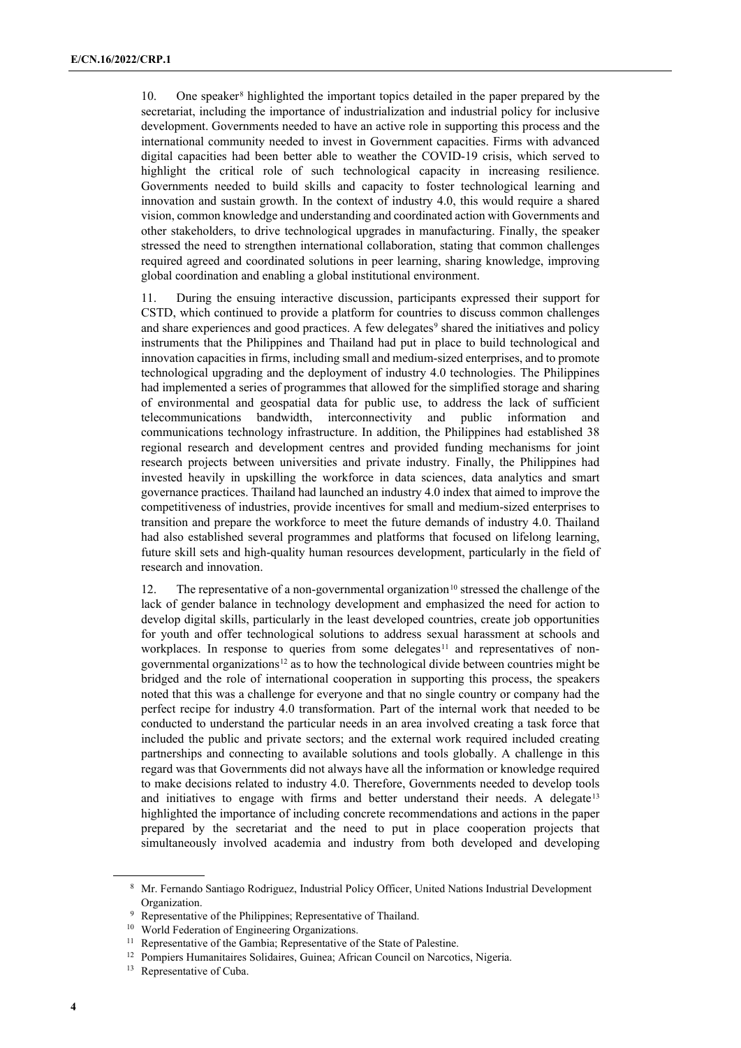10. One speaker[8] highlighted the important topics detailed in the paper prepared by the secretariat, including the importance of industrialization and industrial policy for inclusive development. Governments needed to have an active role in supporting this process and the international community needed to invest in Government capacities. Firms with advanced digital capacities had been better able to weather the COVID-19 crisis, which served to highlight the critical role of such technological capacity in increasing resilience. Governments needed to build skills and capacity to foster technological learning and innovation and sustain growth. In the context of industry 4.0, this would require a shared vision, common knowledge and understanding and coordinated action with Governments and other stakeholders, to drive technological upgrades in manufacturing. Finally, the speaker stressed the need to strengthen international collaboration, stating that common challenges required agreed and coordinated solutions in peer learning, sharing knowledge, improving global coordination and enabling a global institutional environment.

11. During the ensuing interactive discussion, participants expressed their support for CSTD, which continued to provide a platform for countries to discuss common challenges and share experiences and good practices. A few delegates[9] shared the initiatives and policy instruments that the Philippines and Thailand had put in place to build technological and innovation capacities in firms, including small and medium-sized enterprises, and to promote technological upgrading and the deployment of industry 4.0 technologies. The Philippines had implemented a series of programmes that allowed for the simplified storage and sharing of environmental and geospatial data for public use, to address the lack of sufficient telecommunications bandwidth, interconnectivity and public information and communications technology infrastructure. In addition, the Philippines had established 38 regional research and development centres and provided funding mechanisms for joint research projects between universities and private industry. Finally, the Philippines had invested heavily in upskilling the workforce in data sciences, data analytics and smart governance practices. Thailand had launched an industry 4.0 index that aimed to improve the competitiveness of industries, provide incentives for small and medium-sized enterprises to transition and prepare the workforce to meet the future demands of industry 4.0. Thailand had also established several programmes and platforms that focused on lifelong learning, future skill sets and high-quality human resources development, particularly in the field of research and innovation.

12. The representative of a non-governmental organization[10] stressed the challenge of the lack of gender balance in technology development and emphasized the need for action to develop digital skills, particularly in the least developed countries, create job opportunities for youth and offer technological solutions to address sexual harassment at schools and workplaces. In response to queries from some delegates[11] and representatives of non-governmental organizations[12] as to how the technological divide between countries might be bridged and the role of international cooperation in supporting this process, the speakers noted that this was a challenge for everyone and that no single country or company had the perfect recipe for industry 4.0 transformation. Part of the internal work that needed to be conducted to understand the particular needs in an area involved creating a task force that included the public and private sectors; and the external work required included creating partnerships and connecting to available solutions and tools globally. A challenge in this regard was that Governments did not always have all the information or knowledge required to make decisions related to industry 4.0. Therefore, Governments needed to develop tools and initiatives to engage with firms and better understand their needs. A delegate[13] highlighted the importance of including concrete recommendations and actions in the paper prepared by the secretariat and the need to put in place cooperation projects that simultaneously involved academia and industry from both developed and developing

---

[8] Mr. Fernando Santiago Rodriguez, Industrial Policy Officer, United Nations Industrial Development Organization.

[9] Representative of the Philippines; Representative of Thailand.

[10] World Federation of Engineering Organizations.

[11] Representative of the Gambia; Representative of the State of Palestine.

[12] Pompiers Humanitaires Solidaires, Guinea; African Council on Narcotics, Nigeria.

[13] Representative of Cuba.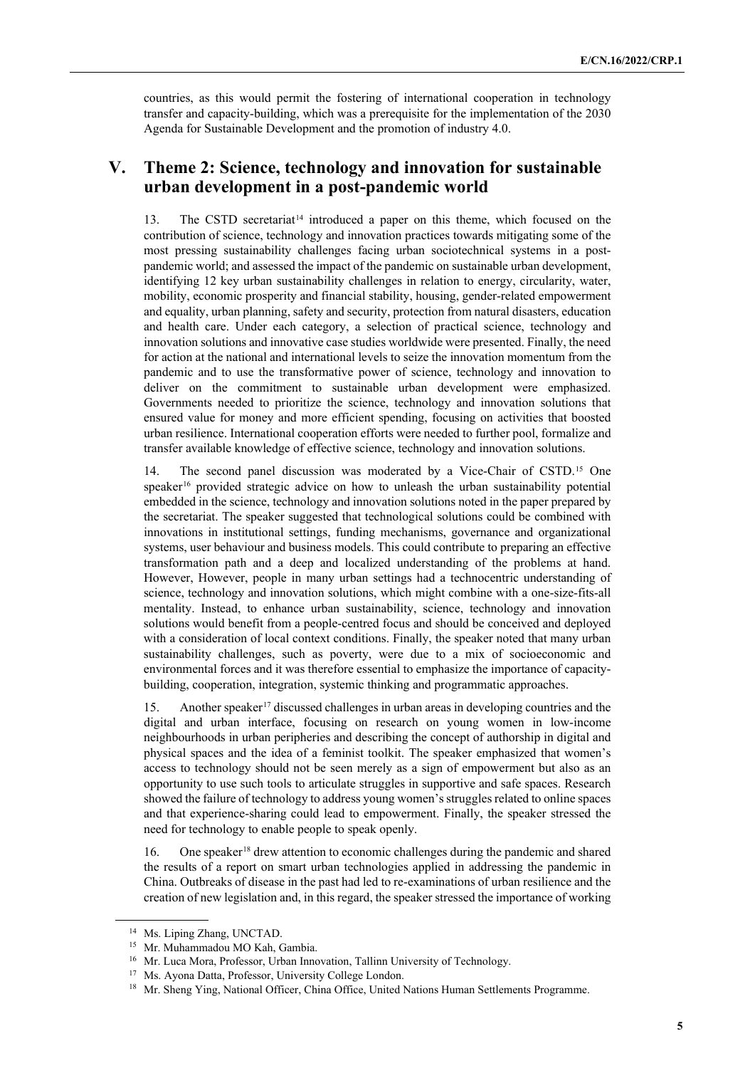countries, as this would permit the fostering of international cooperation in technology transfer and capacity-building, which was a prerequisite for the implementation of the 2030 Agenda for Sustainable Development and the promotion of industry 4.0.

## V. Theme 2: Science, technology and innovation for sustainable urban development in a post-pandemic world

13. The CSTD secretariat[14] introduced a paper on this theme, which focused on the contribution of science, technology and innovation practices towards mitigating some of the most pressing sustainability challenges facing urban sociotechnical systems in a post-pandemic world; and assessed the impact of the pandemic on sustainable urban development, identifying 12 key urban sustainability challenges in relation to energy, circularity, water, mobility, economic prosperity and financial stability, housing, gender-related empowerment and equality, urban planning, safety and security, protection from natural disasters, education and health care. Under each category, a selection of practical science, technology and innovation solutions and innovative case studies worldwide were presented. Finally, the need for action at the national and international levels to seize the innovation momentum from the pandemic and to use the transformative power of science, technology and innovation to deliver on the commitment to sustainable urban development were emphasized. Governments needed to prioritize the science, technology and innovation solutions that ensured value for money and more efficient spending, focusing on activities that boosted urban resilience. International cooperation efforts were needed to further pool, formalize and transfer available knowledge of effective science, technology and innovation solutions.

14. The second panel discussion was moderated by a Vice-Chair of CSTD.[15] One speaker[16] provided strategic advice on how to unleash the urban sustainability potential embedded in the science, technology and innovation solutions noted in the paper prepared by the secretariat. The speaker suggested that technological solutions could be combined with innovations in institutional settings, funding mechanisms, governance and organizational systems, user behaviour and business models. This could contribute to preparing an effective transformation path and a deep and localized understanding of the problems at hand. However, However, people in many urban settings had a technocentric understanding of science, technology and innovation solutions, which might combine with a one-size-fits-all mentality. Instead, to enhance urban sustainability, science, technology and innovation solutions would benefit from a people-centred focus and should be conceived and deployed with a consideration of local context conditions. Finally, the speaker noted that many urban sustainability challenges, such as poverty, were due to a mix of socioeconomic and environmental forces and it was therefore essential to emphasize the importance of capacity-building, cooperation, integration, systemic thinking and programmatic approaches.

15. Another speaker[17] discussed challenges in urban areas in developing countries and the digital and urban interface, focusing on research on young women in low-income neighbourhoods in urban peripheries and describing the concept of authorship in digital and physical spaces and the idea of a feminist toolkit. The speaker emphasized that women's access to technology should not be seen merely as a sign of empowerment but also as an opportunity to use such tools to articulate struggles in supportive and safe spaces. Research showed the failure of technology to address young women's struggles related to online spaces and that experience-sharing could lead to empowerment. Finally, the speaker stressed the need for technology to enable people to speak openly.

16. One speaker[18] drew attention to economic challenges during the pandemic and shared the results of a report on smart urban technologies applied in addressing the pandemic in China. Outbreaks of disease in the past had led to re-examinations of urban resilience and the creation of new legislation and, in this regard, the speaker stressed the importance of working

[14] Ms. Liping Zhang, UNCTAD.

[15] Mr. Muhammadou MO Kah, Gambia.

[16] Mr. Luca Mora, Professor, Urban Innovation, Tallinn University of Technology.

[17] Ms. Ayona Datta, Professor, University College London.

[18] Mr. Sheng Ying, National Officer, China Office, United Nations Human Settlements Programme.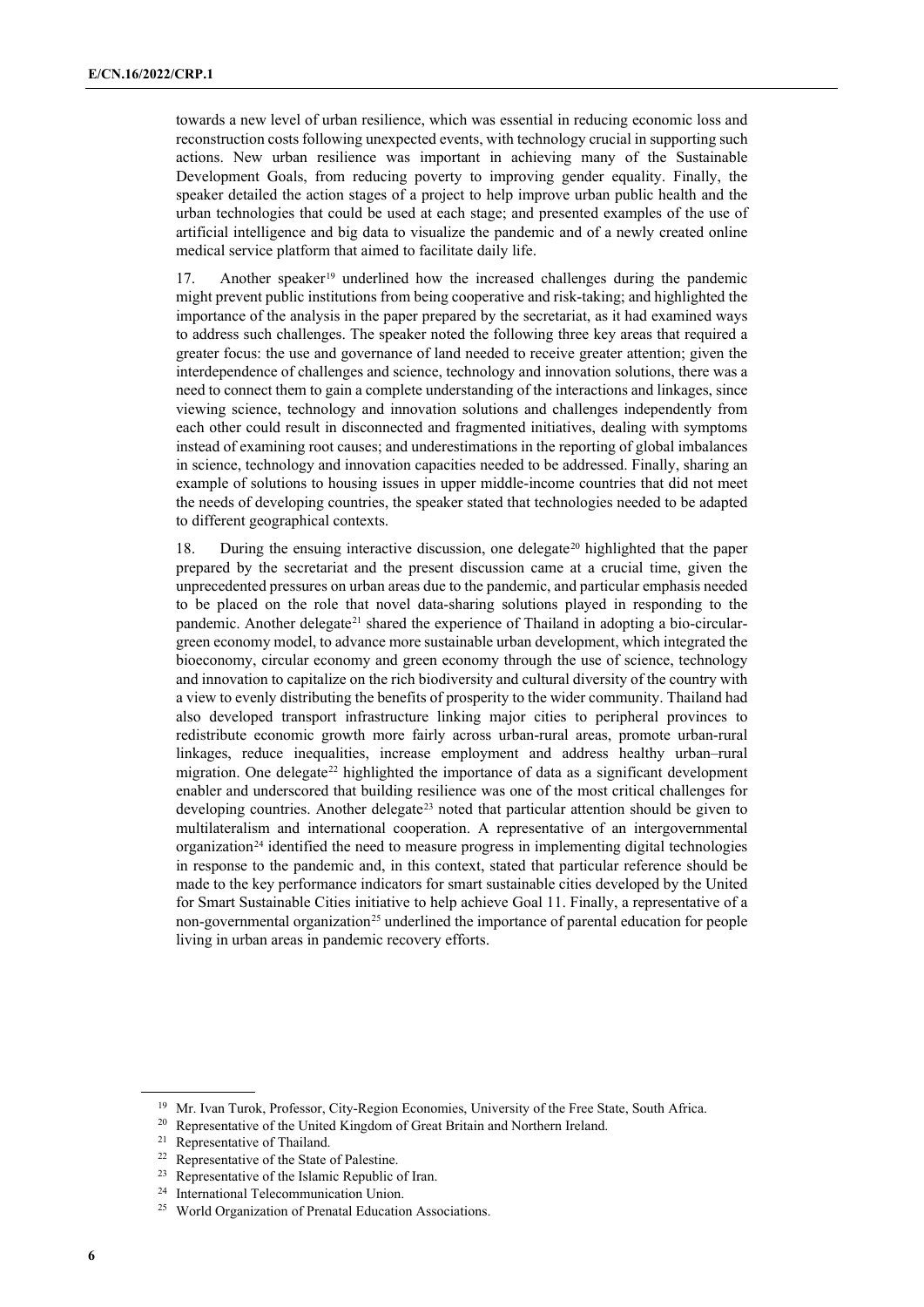towards a new level of urban resilience, which was essential in reducing economic loss and reconstruction costs following unexpected events, with technology crucial in supporting such actions. New urban resilience was important in achieving many of the Sustainable Development Goals, from reducing poverty to improving gender equality. Finally, the speaker detailed the action stages of a project to help improve urban public health and the urban technologies that could be used at each stage; and presented examples of the use of artificial intelligence and big data to visualize the pandemic and of a newly created online medical service platform that aimed to facilitate daily life.

17. Another speaker[19] underlined how the increased challenges during the pandemic might prevent public institutions from being cooperative and risk-taking; and highlighted the importance of the analysis in the paper prepared by the secretariat, as it had examined ways to address such challenges. The speaker noted the following three key areas that required a greater focus: the use and governance of land needed to receive greater attention; given the interdependence of challenges and science, technology and innovation solutions, there was a need to connect them to gain a complete understanding of the interactions and linkages, since viewing science, technology and innovation solutions and challenges independently from each other could result in disconnected and fragmented initiatives, dealing with symptoms instead of examining root causes; and underestimations in the reporting of global imbalances in science, technology and innovation capacities needed to be addressed. Finally, sharing an example of solutions to housing issues in upper middle-income countries that did not meet the needs of developing countries, the speaker stated that technologies needed to be adapted to different geographical contexts.

18. During the ensuing interactive discussion, one delegate[20] highlighted that the paper prepared by the secretariat and the present discussion came at a crucial time, given the unprecedented pressures on urban areas due to the pandemic, and particular emphasis needed to be placed on the role that novel data-sharing solutions played in responding to the pandemic. Another delegate[21] shared the experience of Thailand in adopting a bio-circular-green economy model, to advance more sustainable urban development, which integrated the bioeconomy, circular economy and green economy through the use of science, technology and innovation to capitalize on the rich biodiversity and cultural diversity of the country with a view to evenly distributing the benefits of prosperity to the wider community. Thailand had also developed transport infrastructure linking major cities to peripheral provinces to redistribute economic growth more fairly across urban-rural areas, promote urban-rural linkages, reduce inequalities, increase employment and address healthy urban–rural migration. One delegate[22] highlighted the importance of data as a significant development enabler and underscored that building resilience was one of the most critical challenges for developing countries. Another delegate[23] noted that particular attention should be given to multilateralism and international cooperation. A representative of an intergovernmental organization[24] identified the need to measure progress in implementing digital technologies in response to the pandemic and, in this context, stated that particular reference should be made to the key performance indicators for smart sustainable cities developed by the United for Smart Sustainable Cities initiative to help achieve Goal 11. Finally, a representative of a non-governmental organization[25] underlined the importance of parental education for people living in urban areas in pandemic recovery efforts.

---

[19] Mr. Ivan Turok, Professor, City-Region Economies, University of the Free State, South Africa.

[20] Representative of the United Kingdom of Great Britain and Northern Ireland.

[21] Representative of Thailand.

[22] Representative of the State of Palestine.

[23] Representative of the Islamic Republic of Iran.

[24] International Telecommunication Union.

[25] World Organization of Prenatal Education Associations.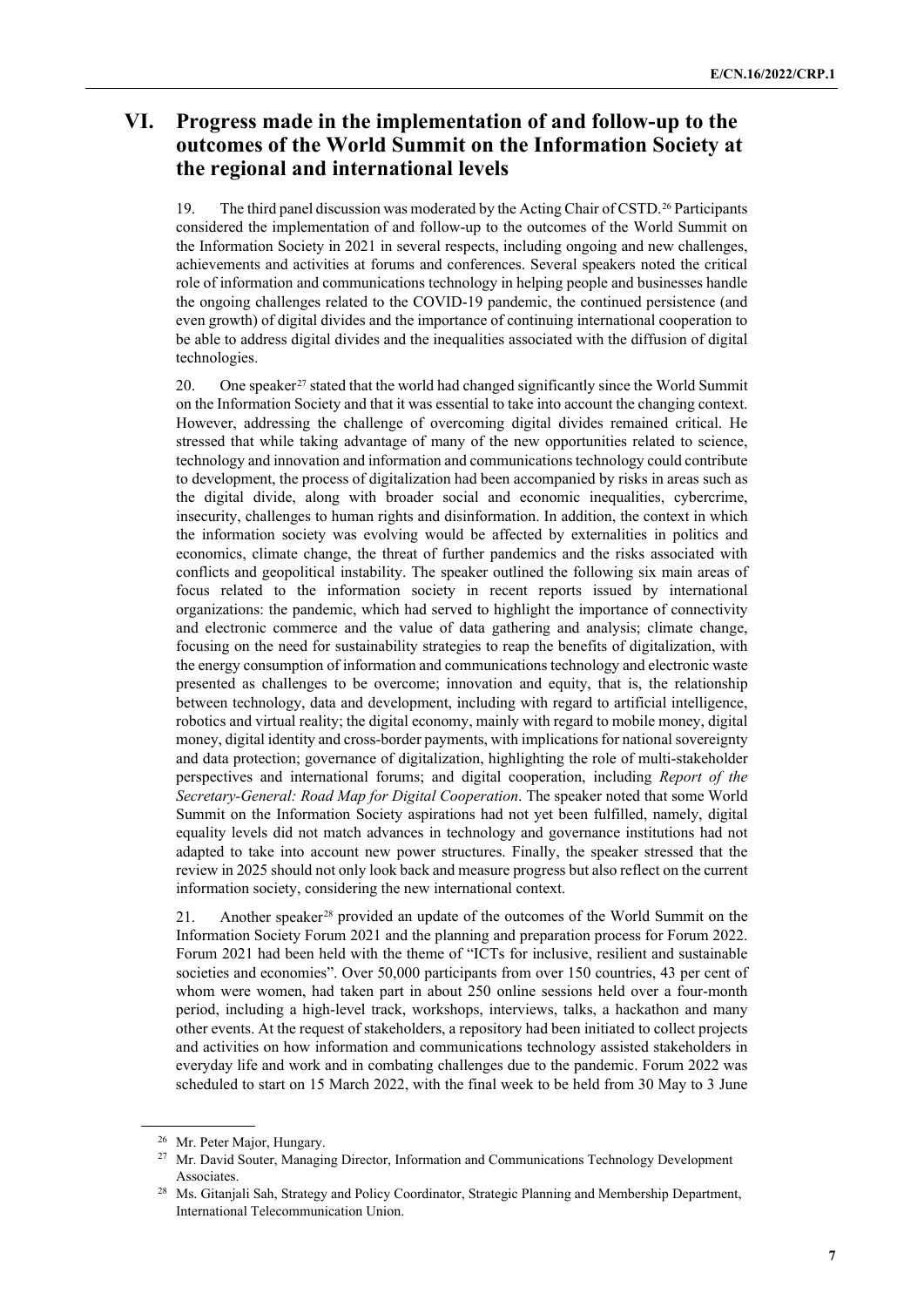# VI. Progress made in the implementation of and follow-up to the outcomes of the World Summit on the Information Society at the regional and international levels

19. The third panel discussion was moderated by the Acting Chair of CSTD.[26] Participants considered the implementation of and follow-up to the outcomes of the World Summit on the Information Society in 2021 in several respects, including ongoing and new challenges, achievements and activities at forums and conferences. Several speakers noted the critical role of information and communications technology in helping people and businesses handle the ongoing challenges related to the COVID-19 pandemic, the continued persistence (and even growth) of digital divides and the importance of continuing international cooperation to be able to address digital divides and the inequalities associated with the diffusion of digital technologies.

20. One speaker[27] stated that the world had changed significantly since the World Summit on the Information Society and that it was essential to take into account the changing context. However, addressing the challenge of overcoming digital divides remained critical. He stressed that while taking advantage of many of the new opportunities related to science, technology and innovation and information and communications technology could contribute to development, the process of digitalization had been accompanied by risks in areas such as the digital divide, along with broader social and economic inequalities, cybercrime, insecurity, challenges to human rights and disinformation. In addition, the context in which the information society was evolving would be affected by externalities in politics and economics, climate change, the threat of further pandemics and the risks associated with conflicts and geopolitical instability. The speaker outlined the following six main areas of focus related to the information society in recent reports issued by international organizations: the pandemic, which had served to highlight the importance of connectivity and electronic commerce and the value of data gathering and analysis; climate change, focusing on the need for sustainability strategies to reap the benefits of digitalization, with the energy consumption of information and communications technology and electronic waste presented as challenges to be overcome; innovation and equity, that is, the relationship between technology, data and development, including with regard to artificial intelligence, robotics and virtual reality; the digital economy, mainly with regard to mobile money, digital money, digital identity and cross-border payments, with implications for national sovereignty and data protection; governance of digitalization, highlighting the role of multi-stakeholder perspectives and international forums; and digital cooperation, including *Report of the Secretary-General: Road Map for Digital Cooperation*. The speaker noted that some World Summit on the Information Society aspirations had not yet been fulfilled, namely, digital equality levels did not match advances in technology and governance institutions had not adapted to take into account new power structures. Finally, the speaker stressed that the review in 2025 should not only look back and measure progress but also reflect on the current information society, considering the new international context.

21. Another speaker[28] provided an update of the outcomes of the World Summit on the Information Society Forum 2021 and the planning and preparation process for Forum 2022. Forum 2021 had been held with the theme of "ICTs for inclusive, resilient and sustainable societies and economies". Over 50,000 participants from over 150 countries, 43 per cent of whom were women, had taken part in about 250 online sessions held over a four-month period, including a high-level track, workshops, interviews, talks, a hackathon and many other events. At the request of stakeholders, a repository had been initiated to collect projects and activities on how information and communications technology assisted stakeholders in everyday life and work and in combating challenges due to the pandemic. Forum 2022 was scheduled to start on 15 March 2022, with the final week to be held from 30 May to 3 June

---

[26] Mr. Peter Major, Hungary.

[27] Mr. David Souter, Managing Director, Information and Communications Technology Development Associates.

[28] Ms. Gitanjali Sah, Strategy and Policy Coordinator, Strategic Planning and Membership Department, International Telecommunication Union.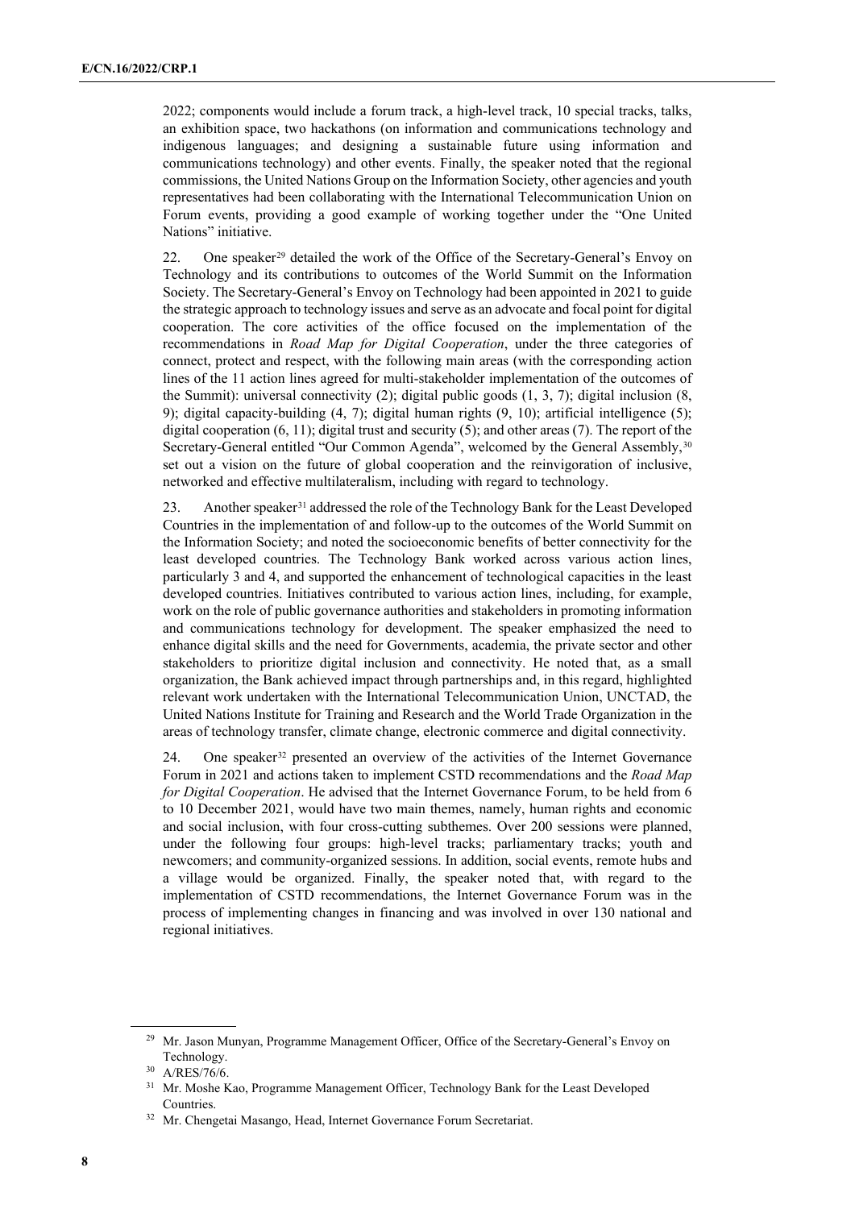2022; components would include a forum track, a high-level track, 10 special tracks, talks, an exhibition space, two hackathons (on information and communications technology and indigenous languages; and designing a sustainable future using information and communications technology) and other events. Finally, the speaker noted that the regional commissions, the United Nations Group on the Information Society, other agencies and youth representatives had been collaborating with the International Telecommunication Union on Forum events, providing a good example of working together under the "One United Nations" initiative.

22. One speaker[29] detailed the work of the Office of the Secretary-General's Envoy on Technology and its contributions to outcomes of the World Summit on the Information Society. The Secretary-General's Envoy on Technology had been appointed in 2021 to guide the strategic approach to technology issues and serve as an advocate and focal point for digital cooperation. The core activities of the office focused on the implementation of the recommendations in *Road Map for Digital Cooperation*, under the three categories of connect, protect and respect, with the following main areas (with the corresponding action lines of the 11 action lines agreed for multi-stakeholder implementation of the outcomes of the Summit): universal connectivity (2); digital public goods (1, 3, 7); digital inclusion (8, 9); digital capacity-building (4, 7); digital human rights (9, 10); artificial intelligence (5); digital cooperation (6, 11); digital trust and security (5); and other areas (7). The report of the Secretary-General entitled "Our Common Agenda", welcomed by the General Assembly,[30] set out a vision on the future of global cooperation and the reinvigoration of inclusive, networked and effective multilateralism, including with regard to technology.

23. Another speaker[31] addressed the role of the Technology Bank for the Least Developed Countries in the implementation of and follow-up to the outcomes of the World Summit on the Information Society; and noted the socioeconomic benefits of better connectivity for the least developed countries. The Technology Bank worked across various action lines, particularly 3 and 4, and supported the enhancement of technological capacities in the least developed countries. Initiatives contributed to various action lines, including, for example, work on the role of public governance authorities and stakeholders in promoting information and communications technology for development. The speaker emphasized the need to enhance digital skills and the need for Governments, academia, the private sector and other stakeholders to prioritize digital inclusion and connectivity. He noted that, as a small organization, the Bank achieved impact through partnerships and, in this regard, highlighted relevant work undertaken with the International Telecommunication Union, UNCTAD, the United Nations Institute for Training and Research and the World Trade Organization in the areas of technology transfer, climate change, electronic commerce and digital connectivity.

24. One speaker[32] presented an overview of the activities of the Internet Governance Forum in 2021 and actions taken to implement CSTD recommendations and the *Road Map for Digital Cooperation*. He advised that the Internet Governance Forum, to be held from 6 to 10 December 2021, would have two main themes, namely, human rights and economic and social inclusion, with four cross-cutting subthemes. Over 200 sessions were planned, under the following four groups: high-level tracks; parliamentary tracks; youth and newcomers; and community-organized sessions. In addition, social events, remote hubs and a village would be organized. Finally, the speaker noted that, with regard to the implementation of CSTD recommendations, the Internet Governance Forum was in the process of implementing changes in financing and was involved in over 130 national and regional initiatives.

---

[29] Mr. Jason Munyan, Programme Management Officer, Office of the Secretary-General's Envoy on Technology.

[30] A/RES/76/6.

[31] Mr. Moshe Kao, Programme Management Officer, Technology Bank for the Least Developed Countries.

[32] Mr. Chengetai Masango, Head, Internet Governance Forum Secretariat.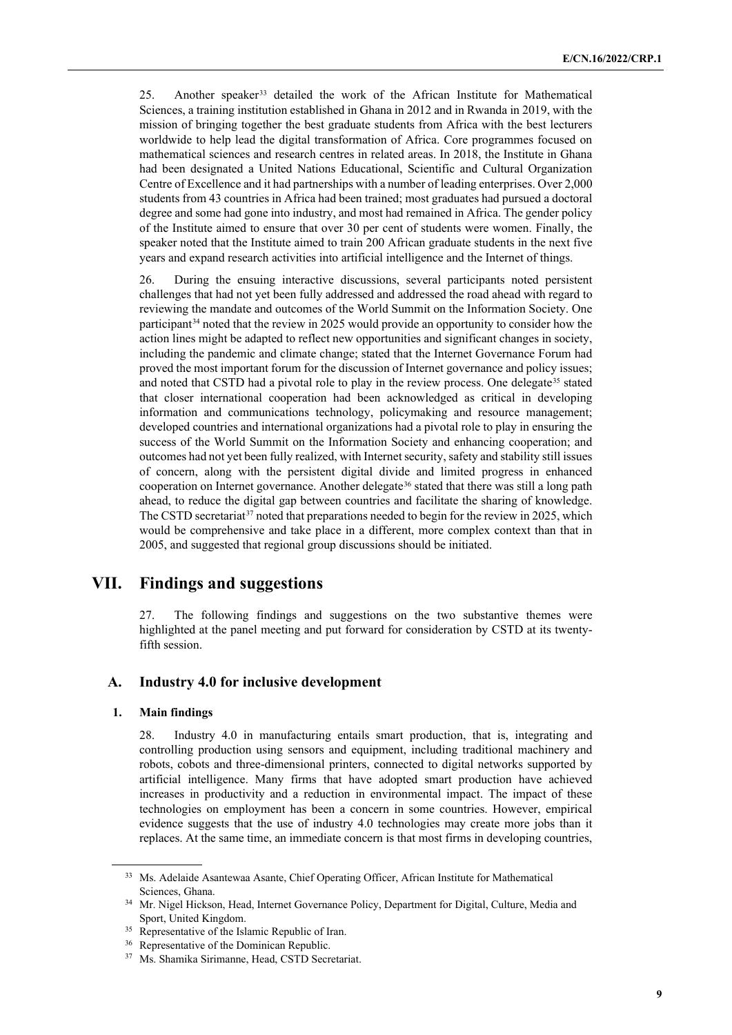25. Another speaker[33] detailed the work of the African Institute for Mathematical Sciences, a training institution established in Ghana in 2012 and in Rwanda in 2019, with the mission of bringing together the best graduate students from Africa with the best lecturers worldwide to help lead the digital transformation of Africa. Core programmes focused on mathematical sciences and research centres in related areas. In 2018, the Institute in Ghana had been designated a United Nations Educational, Scientific and Cultural Organization Centre of Excellence and it had partnerships with a number of leading enterprises. Over 2,000 students from 43 countries in Africa had been trained; most graduates had pursued a doctoral degree and some had gone into industry, and most had remained in Africa. The gender policy of the Institute aimed to ensure that over 30 per cent of students were women. Finally, the speaker noted that the Institute aimed to train 200 African graduate students in the next five years and expand research activities into artificial intelligence and the Internet of things.

26. During the ensuing interactive discussions, several participants noted persistent challenges that had not yet been fully addressed and addressed the road ahead with regard to reviewing the mandate and outcomes of the World Summit on the Information Society. One participant[34] noted that the review in 2025 would provide an opportunity to consider how the action lines might be adapted to reflect new opportunities and significant changes in society, including the pandemic and climate change; stated that the Internet Governance Forum had proved the most important forum for the discussion of Internet governance and policy issues; and noted that CSTD had a pivotal role to play in the review process. One delegate[35] stated that closer international cooperation had been acknowledged as critical in developing information and communications technology, policymaking and resource management; developed countries and international organizations had a pivotal role to play in ensuring the success of the World Summit on the Information Society and enhancing cooperation; and outcomes had not yet been fully realized, with Internet security, safety and stability still issues of concern, along with the persistent digital divide and limited progress in enhanced cooperation on Internet governance. Another delegate[36] stated that there was still a long path ahead, to reduce the digital gap between countries and facilitate the sharing of knowledge. The CSTD secretariat[37] noted that preparations needed to begin for the review in 2025, which would be comprehensive and take place in a different, more complex context than that in 2005, and suggested that regional group discussions should be initiated.

# VII. Findings and suggestions

27. The following findings and suggestions on the two substantive themes were highlighted at the panel meeting and put forward for consideration by CSTD at its twenty-fifth session.

## A. Industry 4.0 for inclusive development

### 1. Main findings

28. Industry 4.0 in manufacturing entails smart production, that is, integrating and controlling production using sensors and equipment, including traditional machinery and robots, cobots and three-dimensional printers, connected to digital networks supported by artificial intelligence. Many firms that have adopted smart production have achieved increases in productivity and a reduction in environmental impact. The impact of these technologies on employment has been a concern in some countries. However, empirical evidence suggests that the use of industry 4.0 technologies may create more jobs than it replaces. At the same time, an immediate concern is that most firms in developing countries,

---

[33] Ms. Adelaide Asantewaa Asante, Chief Operating Officer, African Institute for Mathematical Sciences, Ghana.

[34] Mr. Nigel Hickson, Head, Internet Governance Policy, Department for Digital, Culture, Media and Sport, United Kingdom.

[35] Representative of the Islamic Republic of Iran.

[36] Representative of the Dominican Republic.

[37] Ms. Shamika Sirimanne, Head, CSTD Secretariat.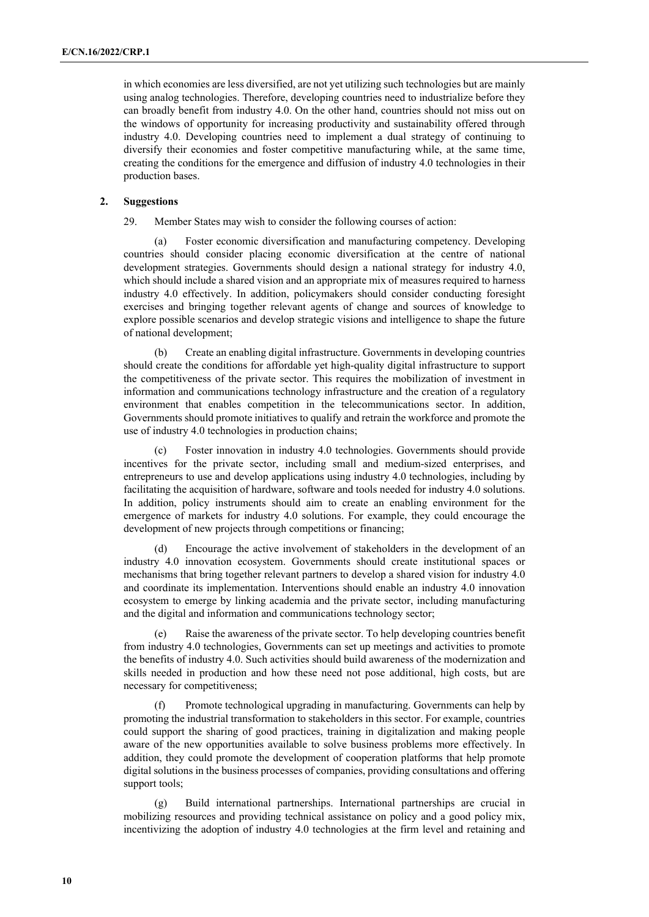in which economies are less diversified, are not yet utilizing such technologies but are mainly using analog technologies. Therefore, developing countries need to industrialize before they can broadly benefit from industry 4.0. On the other hand, countries should not miss out on the windows of opportunity for increasing productivity and sustainability offered through industry 4.0. Developing countries need to implement a dual strategy of continuing to diversify their economies and foster competitive manufacturing while, at the same time, creating the conditions for the emergence and diffusion of industry 4.0 technologies in their production bases.

### 2. Suggestions

29. Member States may wish to consider the following courses of action:

(a) Foster economic diversification and manufacturing competency. Developing countries should consider placing economic diversification at the centre of national development strategies. Governments should design a national strategy for industry 4.0, which should include a shared vision and an appropriate mix of measures required to harness industry 4.0 effectively. In addition, policymakers should consider conducting foresight exercises and bringing together relevant agents of change and sources of knowledge to explore possible scenarios and develop strategic visions and intelligence to shape the future of national development;

(b) Create an enabling digital infrastructure. Governments in developing countries should create the conditions for affordable yet high-quality digital infrastructure to support the competitiveness of the private sector. This requires the mobilization of investment in information and communications technology infrastructure and the creation of a regulatory environment that enables competition in the telecommunications sector. In addition, Governments should promote initiatives to qualify and retrain the workforce and promote the use of industry 4.0 technologies in production chains;

(c) Foster innovation in industry 4.0 technologies. Governments should provide incentives for the private sector, including small and medium-sized enterprises, and entrepreneurs to use and develop applications using industry 4.0 technologies, including by facilitating the acquisition of hardware, software and tools needed for industry 4.0 solutions. In addition, policy instruments should aim to create an enabling environment for the emergence of markets for industry 4.0 solutions. For example, they could encourage the development of new projects through competitions or financing;

(d) Encourage the active involvement of stakeholders in the development of an industry 4.0 innovation ecosystem. Governments should create institutional spaces or mechanisms that bring together relevant partners to develop a shared vision for industry 4.0 and coordinate its implementation. Interventions should enable an industry 4.0 innovation ecosystem to emerge by linking academia and the private sector, including manufacturing and the digital and information and communications technology sector;

(e) Raise the awareness of the private sector. To help developing countries benefit from industry 4.0 technologies, Governments can set up meetings and activities to promote the benefits of industry 4.0. Such activities should build awareness of the modernization and skills needed in production and how these need not pose additional, high costs, but are necessary for competitiveness;

(f) Promote technological upgrading in manufacturing. Governments can help by promoting the industrial transformation to stakeholders in this sector. For example, countries could support the sharing of good practices, training in digitalization and making people aware of the new opportunities available to solve business problems more effectively. In addition, they could promote the development of cooperation platforms that help promote digital solutions in the business processes of companies, providing consultations and offering support tools;

(g) Build international partnerships. International partnerships are crucial in mobilizing resources and providing technical assistance on policy and a good policy mix, incentivizing the adoption of industry 4.0 technologies at the firm level and retaining and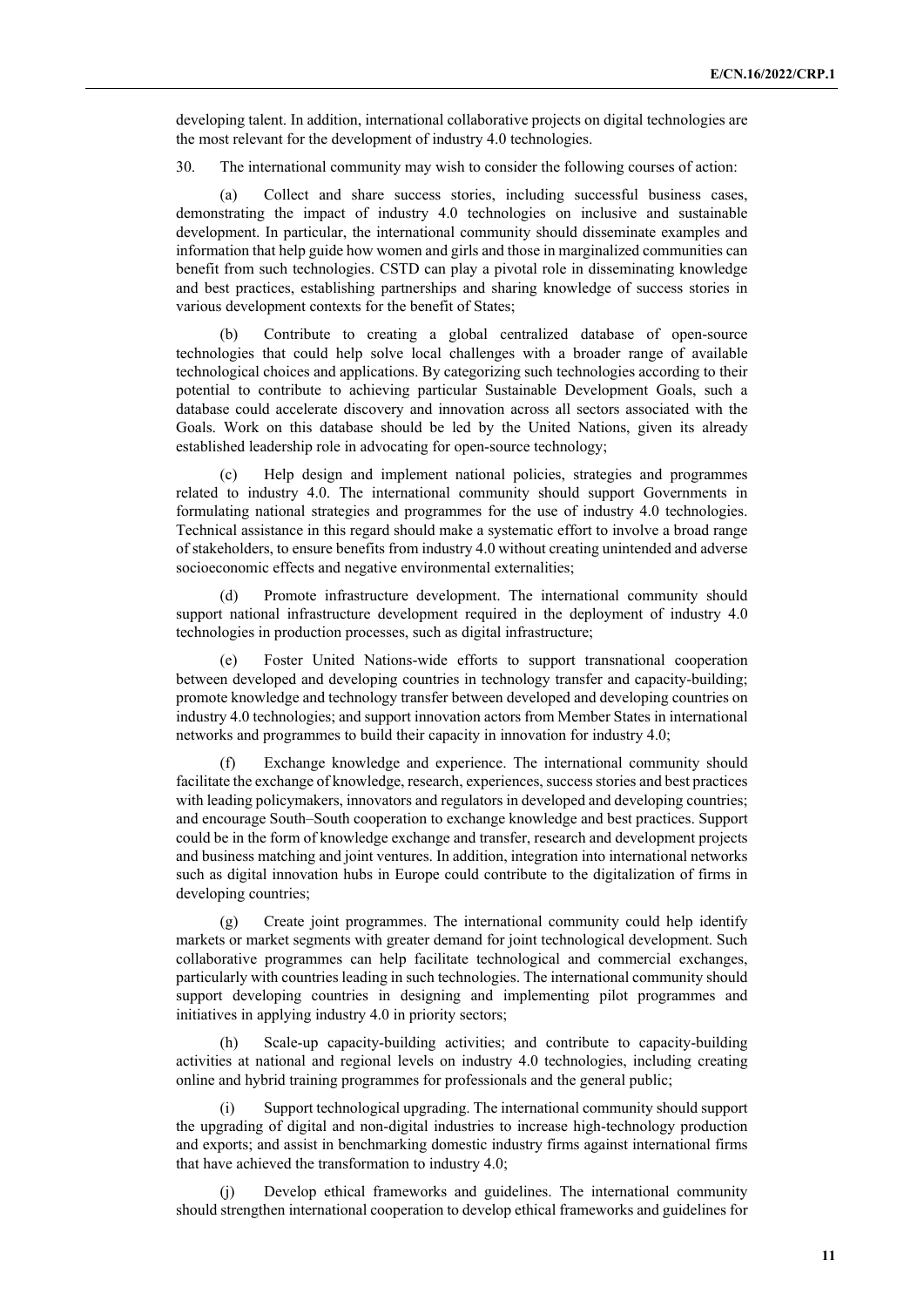developing talent. In addition, international collaborative projects on digital technologies are the most relevant for the development of industry 4.0 technologies.

30. The international community may wish to consider the following courses of action:

(a) Collect and share success stories, including successful business cases, demonstrating the impact of industry 4.0 technologies on inclusive and sustainable development. In particular, the international community should disseminate examples and information that help guide how women and girls and those in marginalized communities can benefit from such technologies. CSTD can play a pivotal role in disseminating knowledge and best practices, establishing partnerships and sharing knowledge of success stories in various development contexts for the benefit of States;

(b) Contribute to creating a global centralized database of open-source technologies that could help solve local challenges with a broader range of available technological choices and applications. By categorizing such technologies according to their potential to contribute to achieving particular Sustainable Development Goals, such a database could accelerate discovery and innovation across all sectors associated with the Goals. Work on this database should be led by the United Nations, given its already established leadership role in advocating for open-source technology;

(c) Help design and implement national policies, strategies and programmes related to industry 4.0. The international community should support Governments in formulating national strategies and programmes for the use of industry 4.0 technologies. Technical assistance in this regard should make a systematic effort to involve a broad range of stakeholders, to ensure benefits from industry 4.0 without creating unintended and adverse socioeconomic effects and negative environmental externalities;

(d) Promote infrastructure development. The international community should support national infrastructure development required in the deployment of industry 4.0 technologies in production processes, such as digital infrastructure;

(e) Foster United Nations-wide efforts to support transnational cooperation between developed and developing countries in technology transfer and capacity-building; promote knowledge and technology transfer between developed and developing countries on industry 4.0 technologies; and support innovation actors from Member States in international networks and programmes to build their capacity in innovation for industry 4.0;

(f) Exchange knowledge and experience. The international community should facilitate the exchange of knowledge, research, experiences, success stories and best practices with leading policymakers, innovators and regulators in developed and developing countries; and encourage South–South cooperation to exchange knowledge and best practices. Support could be in the form of knowledge exchange and transfer, research and development projects and business matching and joint ventures. In addition, integration into international networks such as digital innovation hubs in Europe could contribute to the digitalization of firms in developing countries;

(g) Create joint programmes. The international community could help identify markets or market segments with greater demand for joint technological development. Such collaborative programmes can help facilitate technological and commercial exchanges, particularly with countries leading in such technologies. The international community should support developing countries in designing and implementing pilot programmes and initiatives in applying industry 4.0 in priority sectors;

(h) Scale-up capacity-building activities; and contribute to capacity-building activities at national and regional levels on industry 4.0 technologies, including creating online and hybrid training programmes for professionals and the general public;

(i) Support technological upgrading. The international community should support the upgrading of digital and non-digital industries to increase high-technology production and exports; and assist in benchmarking domestic industry firms against international firms that have achieved the transformation to industry 4.0;

(j) Develop ethical frameworks and guidelines. The international community should strengthen international cooperation to develop ethical frameworks and guidelines for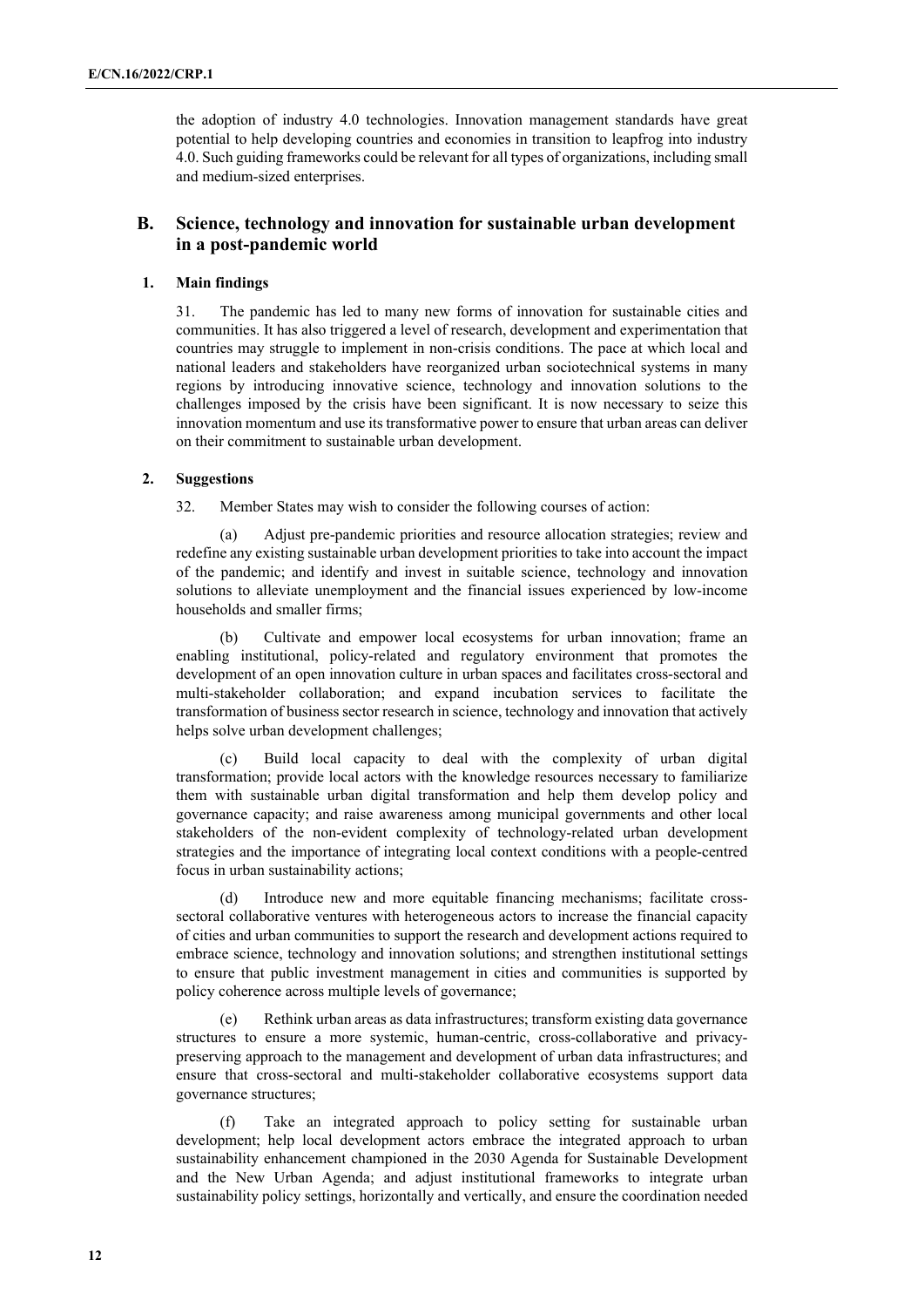the adoption of industry 4.0 technologies. Innovation management standards have great potential to help developing countries and economies in transition to leapfrog into industry 4.0. Such guiding frameworks could be relevant for all types of organizations, including small and medium-sized enterprises.

## B. Science, technology and innovation for sustainable urban development in a post-pandemic world

### 1. Main findings

31. The pandemic has led to many new forms of innovation for sustainable cities and communities. It has also triggered a level of research, development and experimentation that countries may struggle to implement in non-crisis conditions. The pace at which local and national leaders and stakeholders have reorganized urban sociotechnical systems in many regions by introducing innovative science, technology and innovation solutions to the challenges imposed by the crisis have been significant. It is now necessary to seize this innovation momentum and use its transformative power to ensure that urban areas can deliver on their commitment to sustainable urban development.

### 2. Suggestions

32. Member States may wish to consider the following courses of action:

(a) Adjust pre-pandemic priorities and resource allocation strategies; review and redefine any existing sustainable urban development priorities to take into account the impact of the pandemic; and identify and invest in suitable science, technology and innovation solutions to alleviate unemployment and the financial issues experienced by low-income households and smaller firms;

(b) Cultivate and empower local ecosystems for urban innovation; frame an enabling institutional, policy-related and regulatory environment that promotes the development of an open innovation culture in urban spaces and facilitates cross-sectoral and multi-stakeholder collaboration; and expand incubation services to facilitate the transformation of business sector research in science, technology and innovation that actively helps solve urban development challenges;

(c) Build local capacity to deal with the complexity of urban digital transformation; provide local actors with the knowledge resources necessary to familiarize them with sustainable urban digital transformation and help them develop policy and governance capacity; and raise awareness among municipal governments and other local stakeholders of the non-evident complexity of technology-related urban development strategies and the importance of integrating local context conditions with a people-centred focus in urban sustainability actions;

(d) Introduce new and more equitable financing mechanisms; facilitate cross-sectoral collaborative ventures with heterogeneous actors to increase the financial capacity of cities and urban communities to support the research and development actions required to embrace science, technology and innovation solutions; and strengthen institutional settings to ensure that public investment management in cities and communities is supported by policy coherence across multiple levels of governance;

(e) Rethink urban areas as data infrastructures; transform existing data governance structures to ensure a more systemic, human-centric, cross-collaborative and privacy-preserving approach to the management and development of urban data infrastructures; and ensure that cross-sectoral and multi-stakeholder collaborative ecosystems support data governance structures;

(f) Take an integrated approach to policy setting for sustainable urban development; help local development actors embrace the integrated approach to urban sustainability enhancement championed in the 2030 Agenda for Sustainable Development and the New Urban Agenda; and adjust institutional frameworks to integrate urban sustainability policy settings, horizontally and vertically, and ensure the coordination needed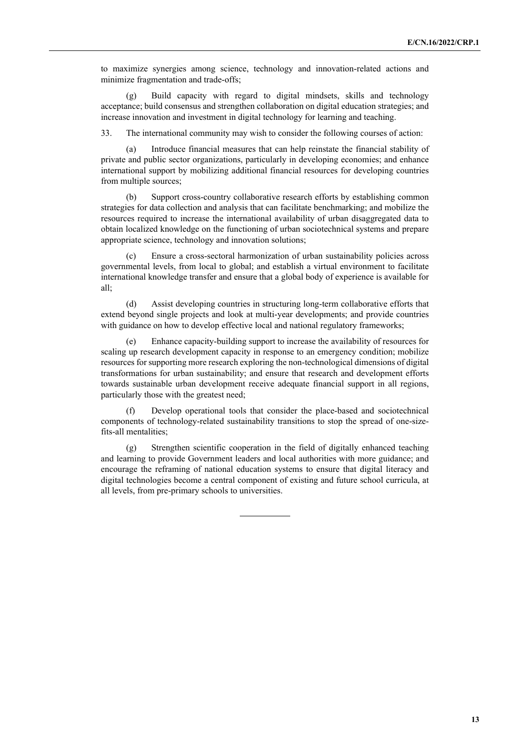to maximize synergies among science, technology and innovation-related actions and minimize fragmentation and trade-offs;

(g) Build capacity with regard to digital mindsets, skills and technology acceptance; build consensus and strengthen collaboration on digital education strategies; and increase innovation and investment in digital technology for learning and teaching.

33. The international community may wish to consider the following courses of action:

(a) Introduce financial measures that can help reinstate the financial stability of private and public sector organizations, particularly in developing economies; and enhance international support by mobilizing additional financial resources for developing countries from multiple sources;

(b) Support cross-country collaborative research efforts by establishing common strategies for data collection and analysis that can facilitate benchmarking; and mobilize the resources required to increase the international availability of urban disaggregated data to obtain localized knowledge on the functioning of urban sociotechnical systems and prepare appropriate science, technology and innovation solutions;

(c) Ensure a cross-sectoral harmonization of urban sustainability policies across governmental levels, from local to global; and establish a virtual environment to facilitate international knowledge transfer and ensure that a global body of experience is available for all;

(d) Assist developing countries in structuring long-term collaborative efforts that extend beyond single projects and look at multi-year developments; and provide countries with guidance on how to develop effective local and national regulatory frameworks;

(e) Enhance capacity-building support to increase the availability of resources for scaling up research development capacity in response to an emergency condition; mobilize resources for supporting more research exploring the non-technological dimensions of digital transformations for urban sustainability; and ensure that research and development efforts towards sustainable urban development receive adequate financial support in all regions, particularly those with the greatest need;

(f) Develop operational tools that consider the place-based and sociotechnical components of technology-related sustainability transitions to stop the spread of one-size-fits-all mentalities;

(g) Strengthen scientific cooperation in the field of digitally enhanced teaching and learning to provide Government leaders and local authorities with more guidance; and encourage the reframing of national education systems to ensure that digital literacy and digital technologies become a central component of existing and future school curricula, at all levels, from pre-primary schools to universities.